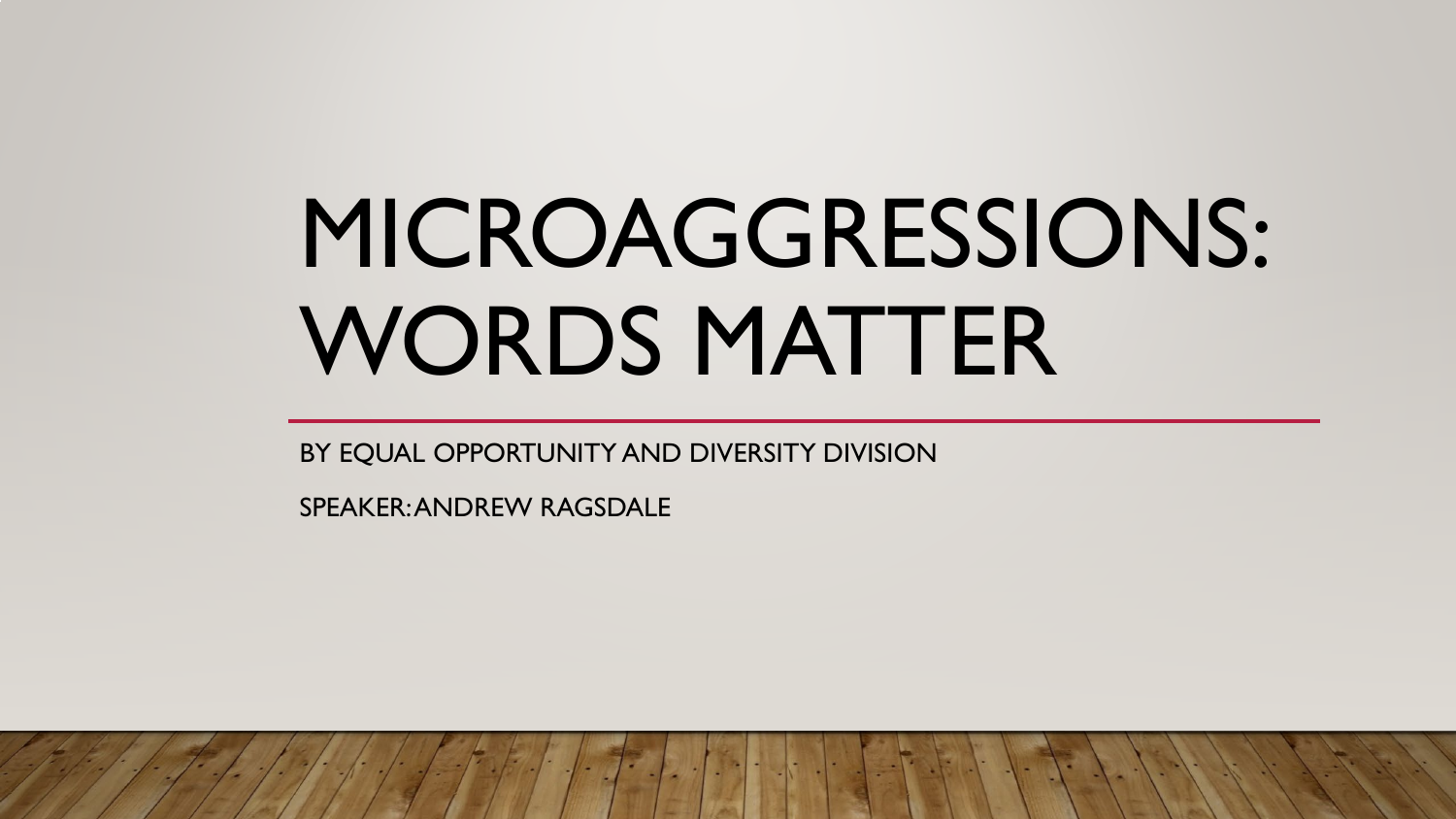# MICROAGGRESSIONS: WORDS MATTER

BY EQUAL OPPORTUNITY AND DIVERSITY DIVISION

SPEAKER: ANDREW RAGSDALE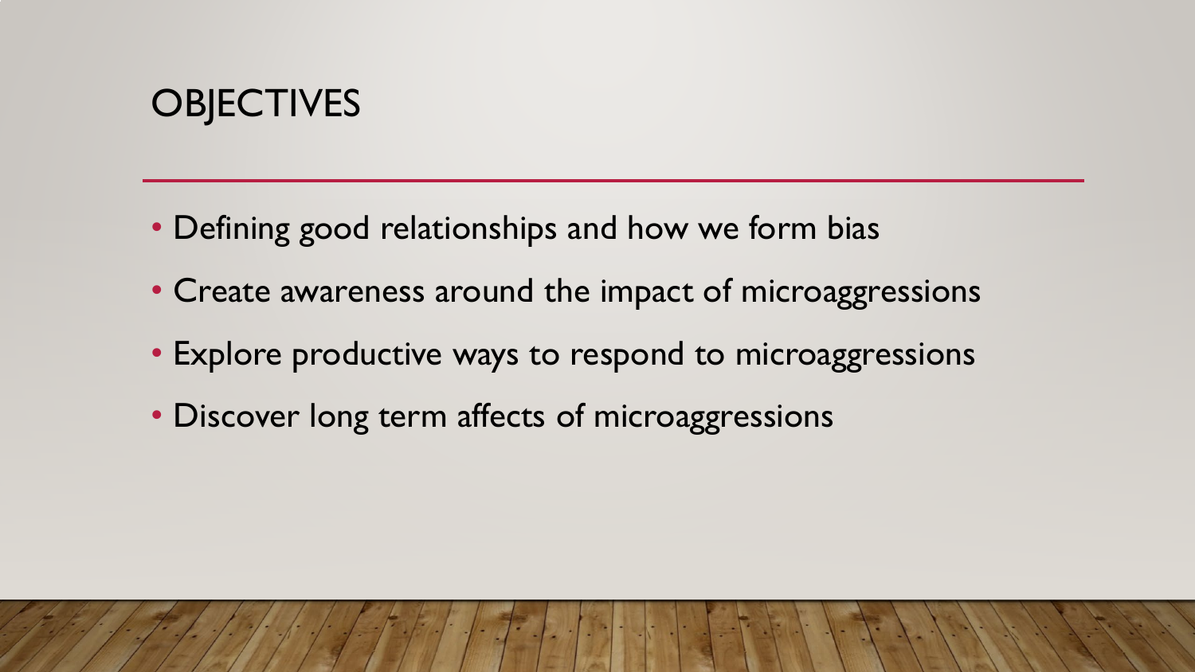# OBJECTIVES

- Defining good relationships and how we form bias
- Create awareness around the impact of microaggressions
- Explore productive ways to respond to microaggressions
- Discover long term affects of microaggressions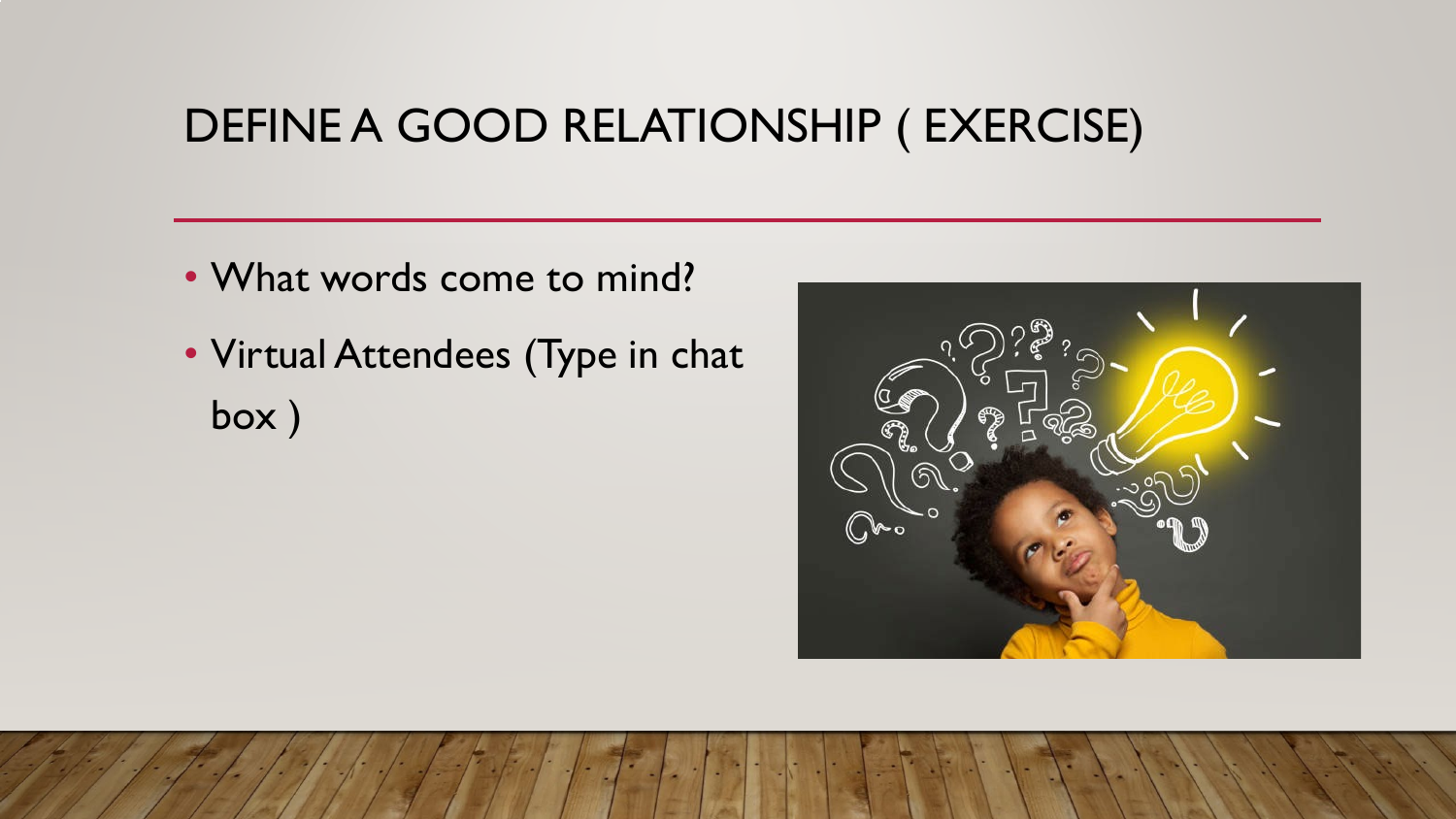# DEFINE A GOOD RELATIONSHIP ( EXERCISE)

- What words come to mind?
- Virtual Attendees (Type in chat box )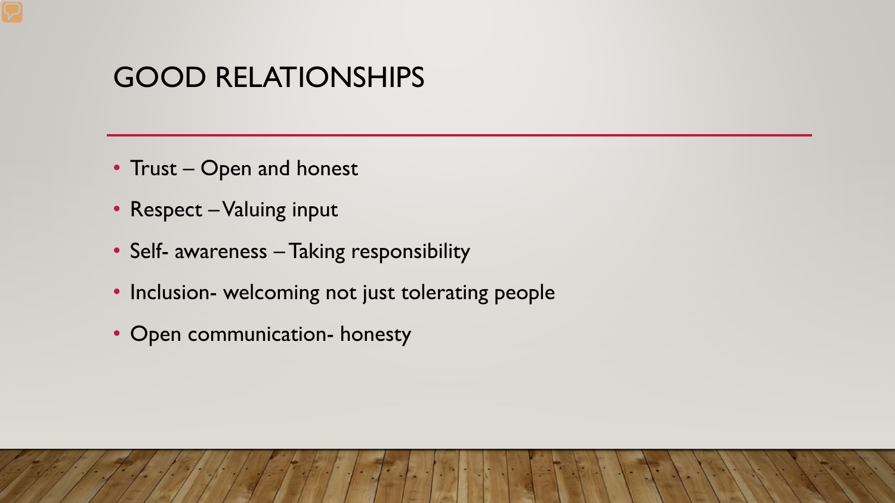# GOOD RELATIONSHIPS

- Trust – Open and honest
- Respect – Valuing input
- Self- awareness – Taking responsibility
- Inclusion- welcoming not just tolerating people
- Open communication- honesty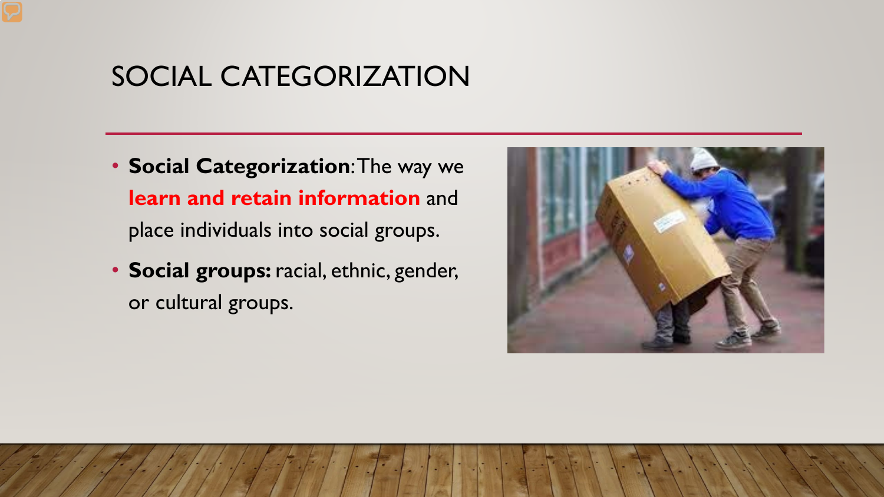# SOCIAL CATEGORIZATION

- **Social Categorization**: The way we **learn and retain information** and place individuals into social groups.
- **Social groups:** racial, ethnic, gender, or cultural groups.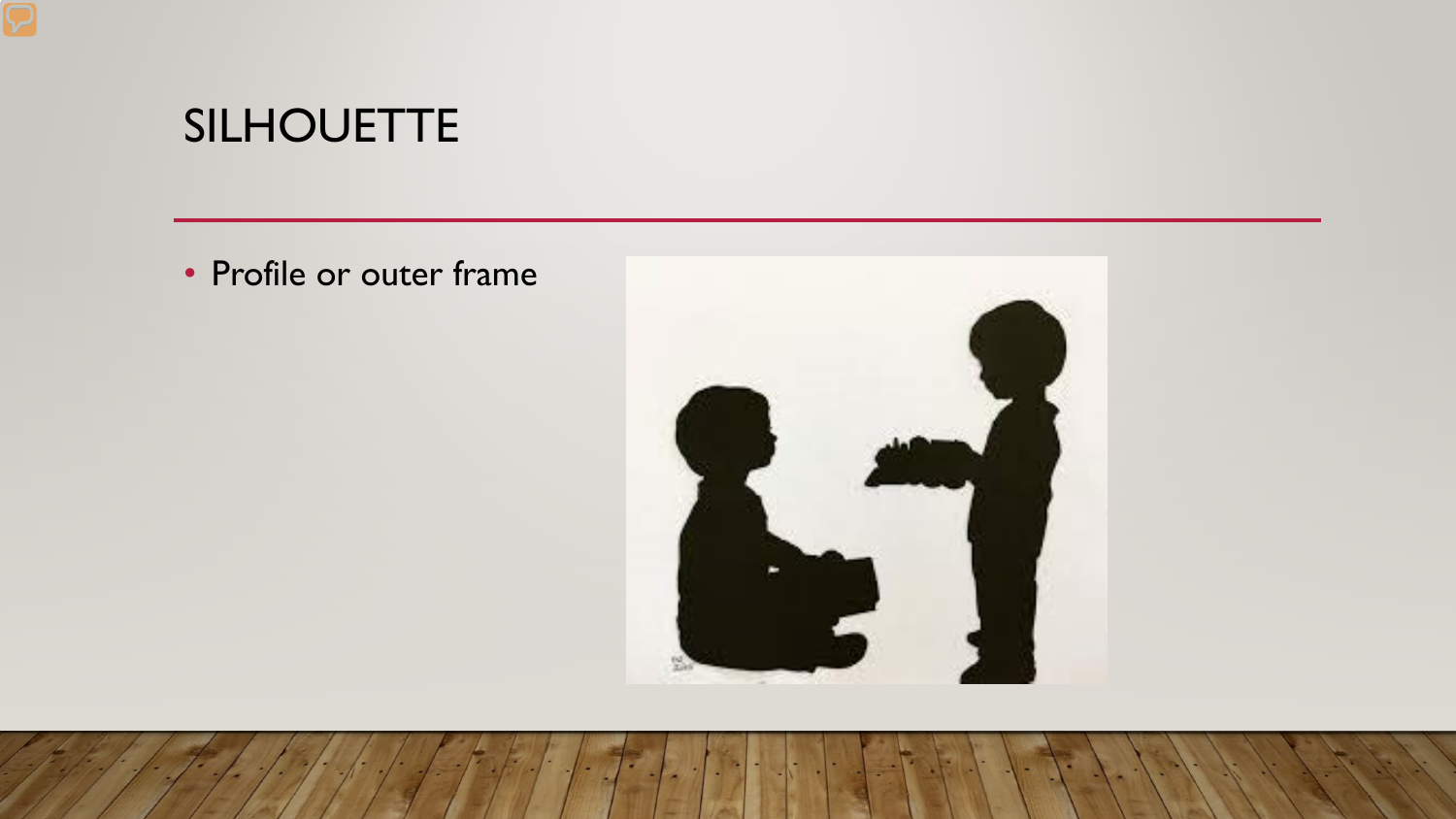# SILHOUETTE

- Profile or outer frame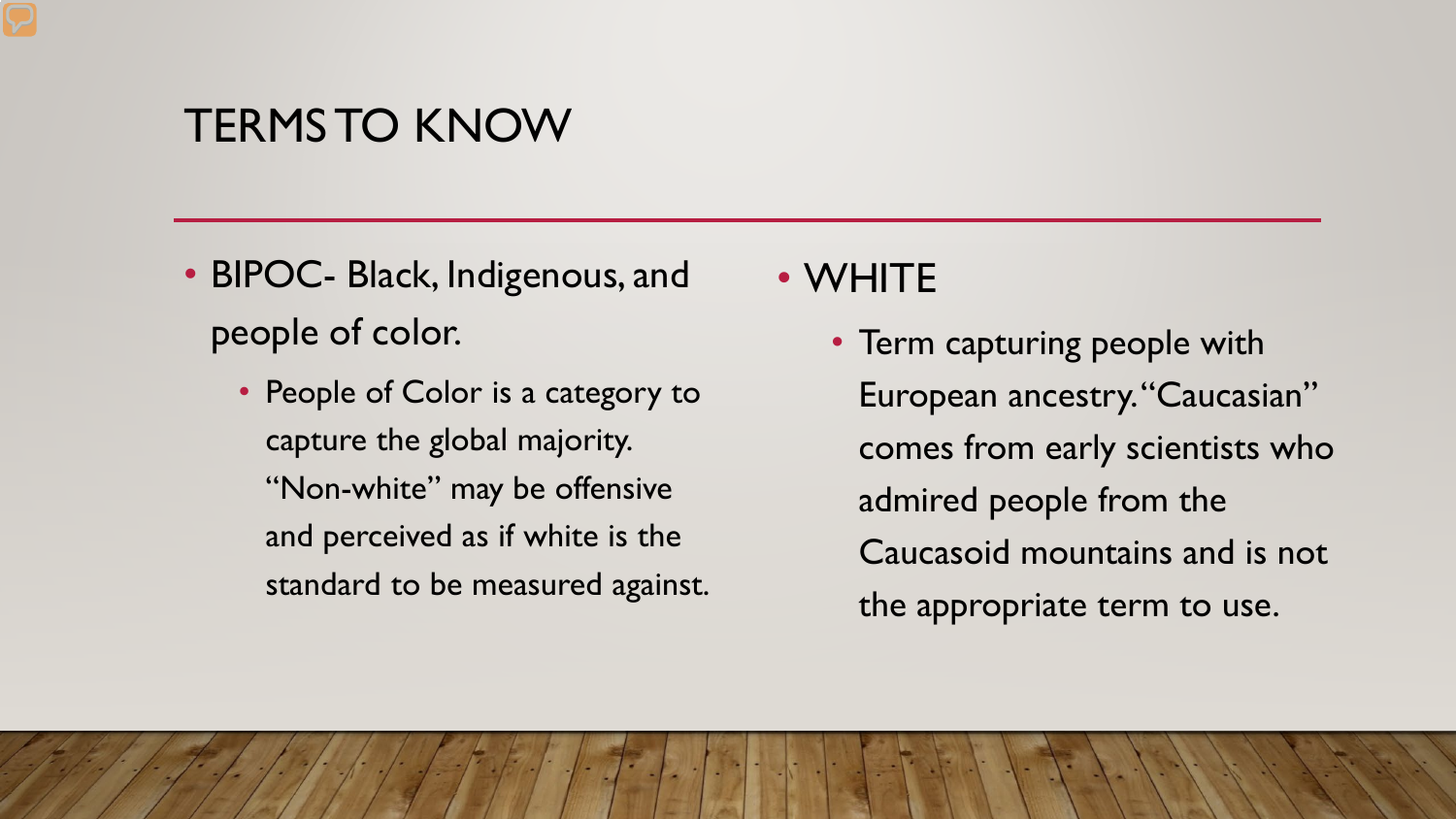# TERMS TO KNOW

- BIPOC- Black, Indigenous, and people of color.
  - People of Color is a category to capture the global majority. "Non-white" may be offensive and perceived as if white is the standard to be measured against.

- WHITE
  - Term capturing people with European ancestry. "Caucasian" comes from early scientists who admired people from the Caucasoid mountains and is not the appropriate term to use.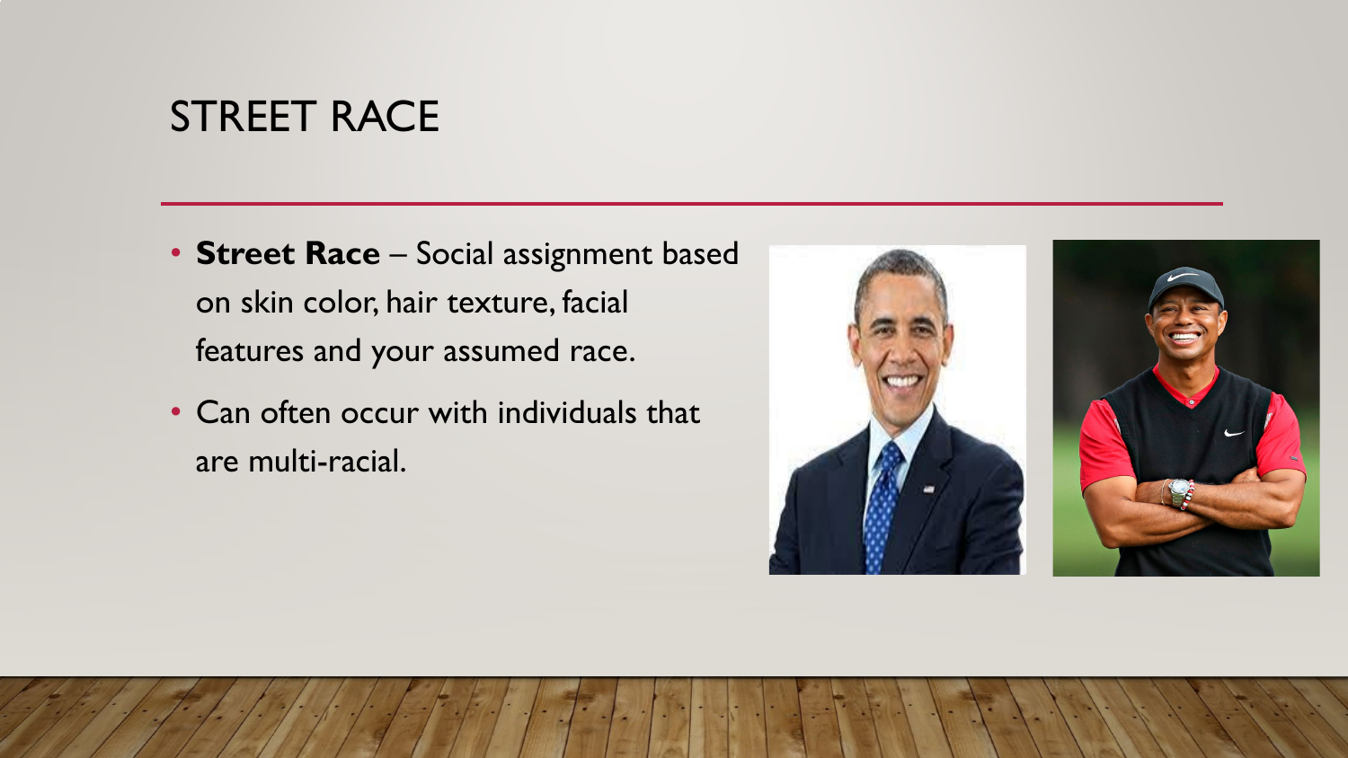# STREET RACE

- **Street Race** – Social assignment based on skin color, hair texture, facial features and your assumed race.
- Can often occur with individuals that are multi-racial.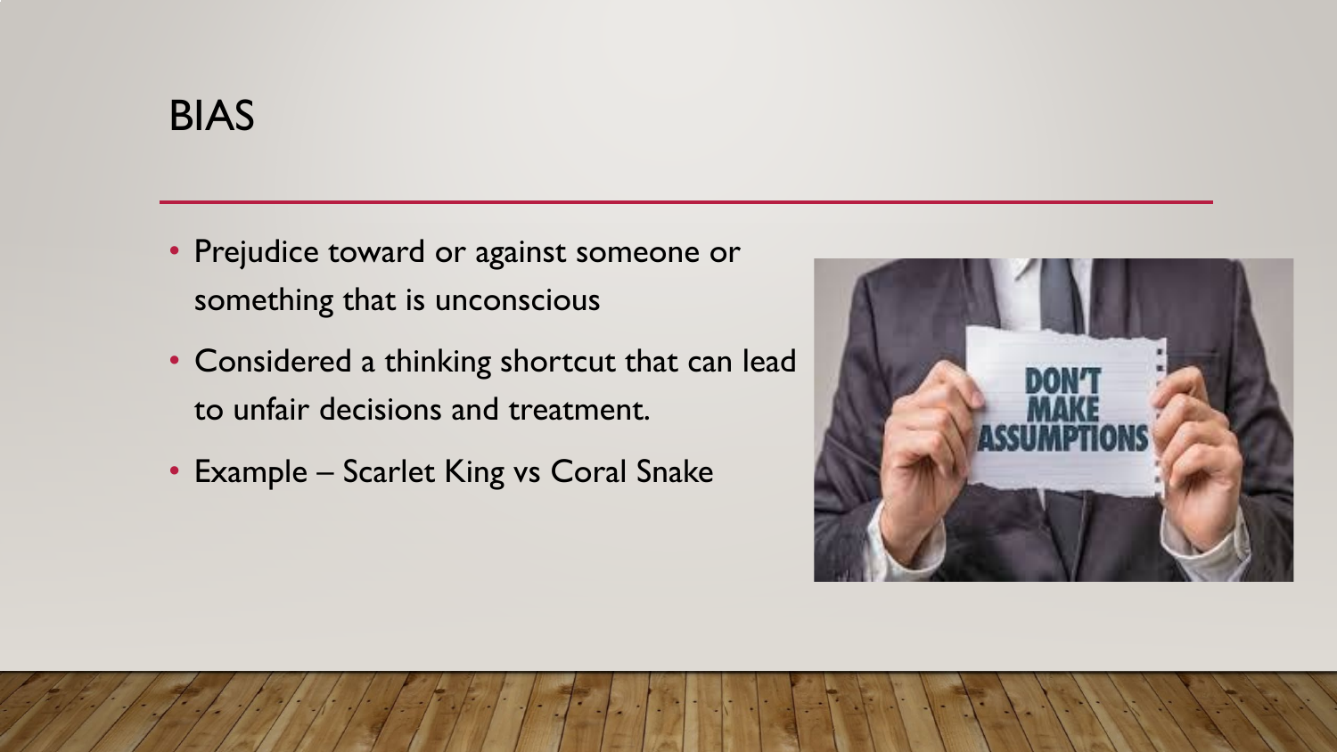# BIAS

- Prejudice toward or against someone or something that is unconscious
- Considered a thinking shortcut that can lead to unfair decisions and treatment.
- Example – Scarlet King vs Coral Snake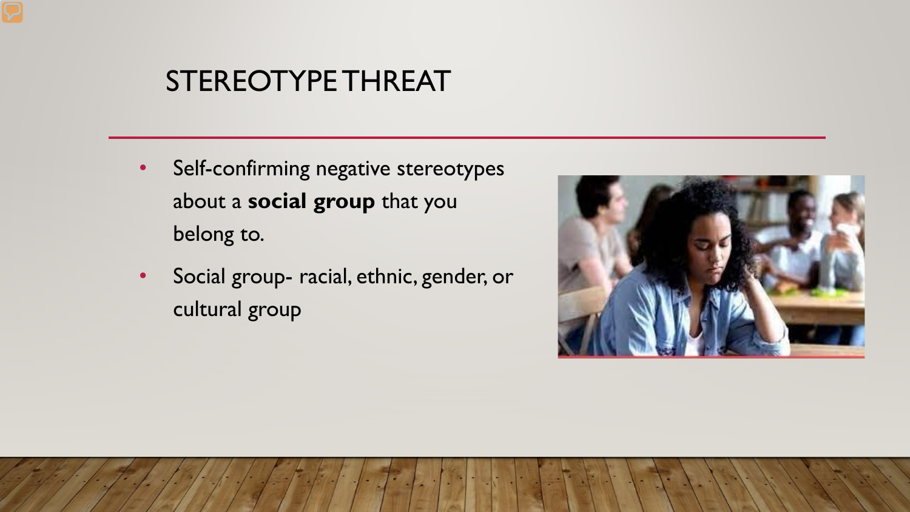# STEREOTYPE THREAT

- Self-confirming negative stereotypes about a **social group** that you belong to.
- Social group- racial, ethnic, gender, or cultural group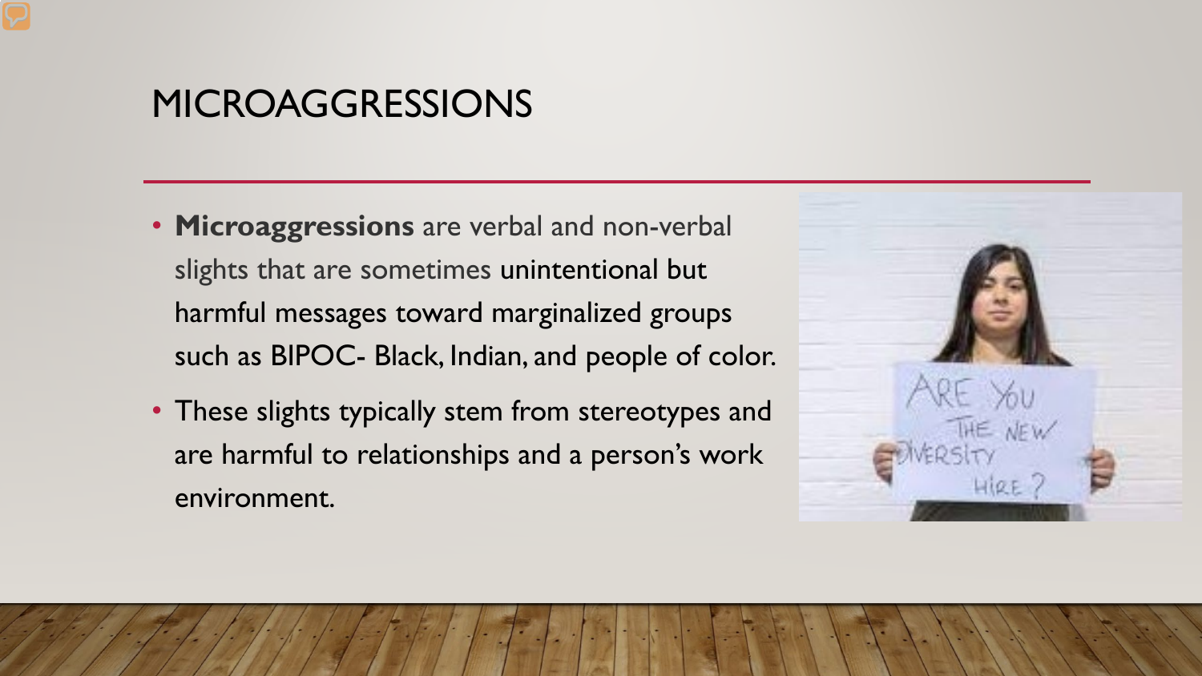# MICROAGGRESSIONS

- **Microaggressions** are verbal and non-verbal slights that are sometimes unintentional but harmful messages toward marginalized groups such as BIPOC- Black, Indian, and people of color.
- These slights typically stem from stereotypes and are harmful to relationships and a person's work environment.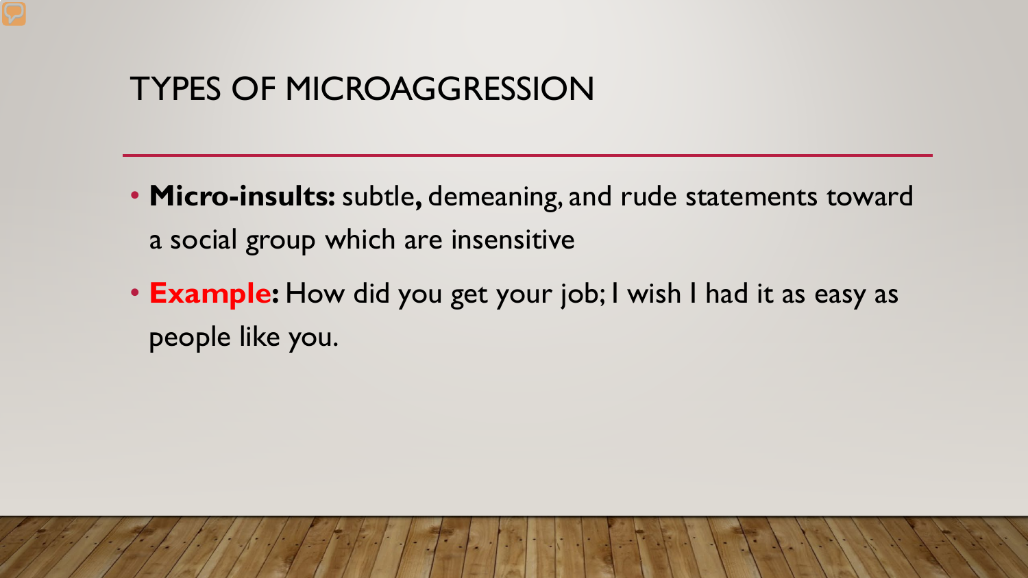## TYPES OF MICROAGGRESSION

- **Micro-insults:** subtle, demeaning, and rude statements toward a social group which are insensitive
- **Example:** How did you get your job; I wish I had it as easy as people like you.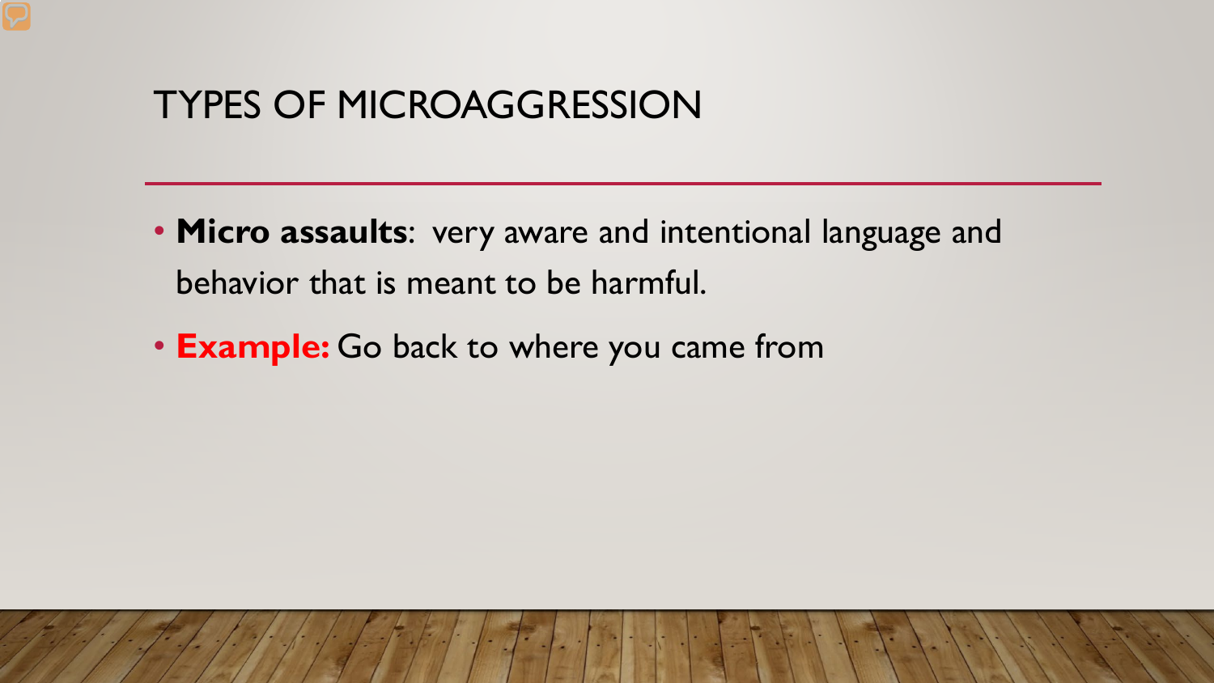# TYPES OF MICROAGGRESSION

- **Micro assaults**: very aware and intentional language and behavior that is meant to be harmful.
- **Example:** Go back to where you came from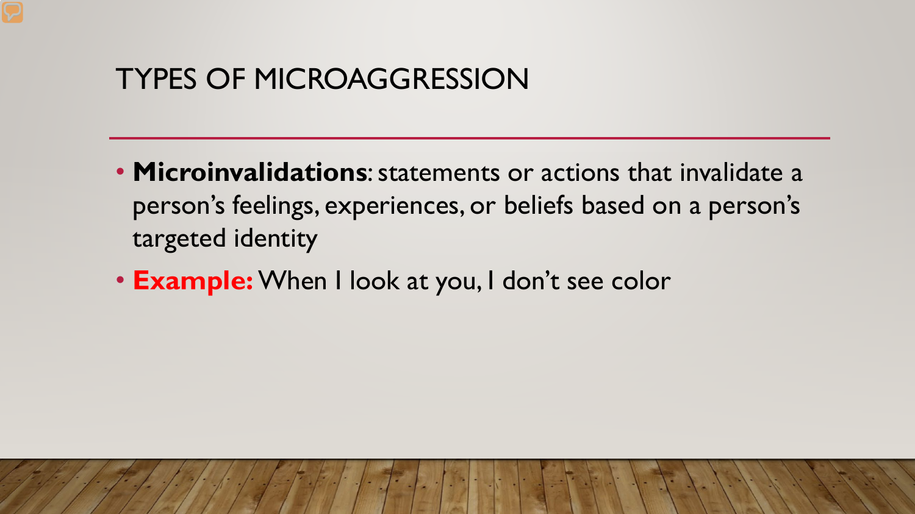# TYPES OF MICROAGGRESSION

- **Microinvalidations**: statements or actions that invalidate a person's feelings, experiences, or beliefs based on a person's targeted identity
- **Example:** When I look at you, I don't see color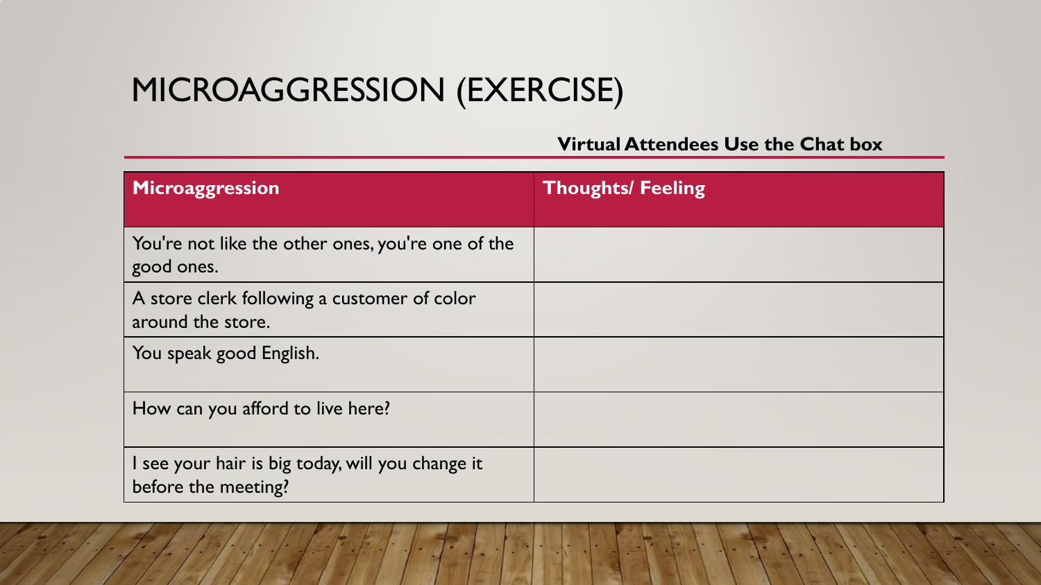# MICROAGGRESSION (EXERCISE)

**Virtual Attendees Use the Chat box**

| Microaggression | Thoughts/ Feeling |
| --- | --- |
| You're not like the other ones, you're one of the good ones. | |
| A store clerk following a customer of color around the store. | |
| You speak good English. | |
| How can you afford to live here? | |
| I see your hair is big today, will you change it before the meeting? | |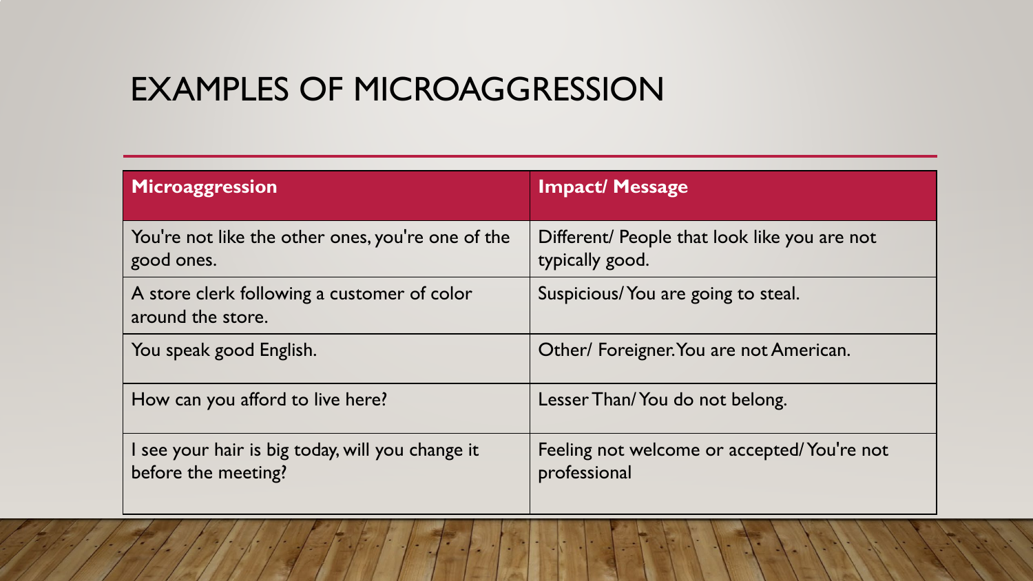# EXAMPLES OF MICROAGGRESSION

| Microaggression | Impact/ Message |
|---|---|
| You're not like the other ones, you're one of the good ones. | Different/ People that look like you are not typically good. |
| A store clerk following a customer of color around the store. | Suspicious/ You are going to steal. |
| You speak good English. | Other/ Foreigner. You are not American. |
| How can you afford to live here? | Lesser Than/ You do not belong. |
| I see your hair is big today, will you change it before the meeting? | Feeling not welcome or accepted/ You're not professional |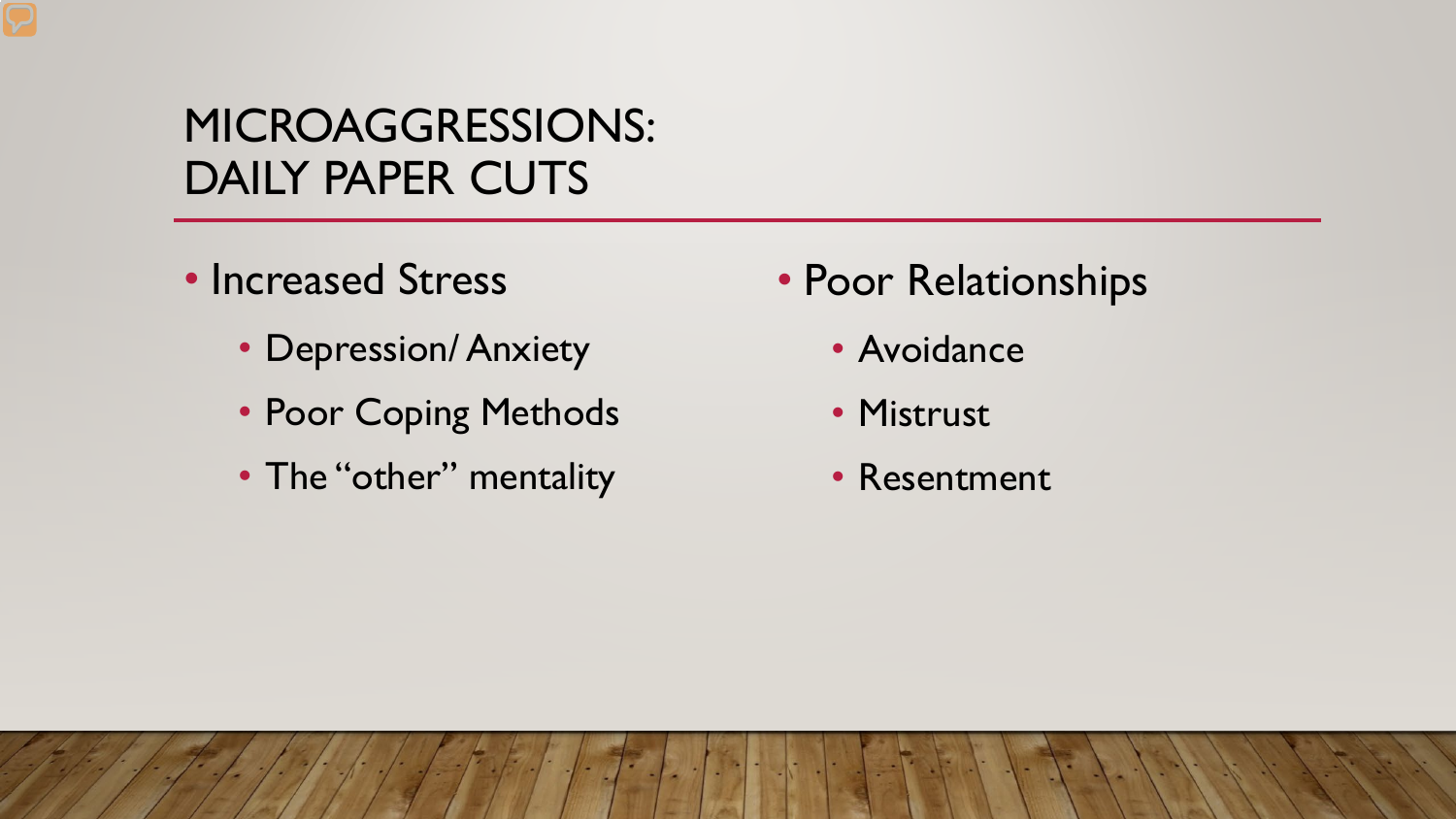# MICROAGGRESSIONS: DAILY PAPER CUTS

- Increased Stress
  - Depression/ Anxiety
  - Poor Coping Methods
  - The "other" mentality
- Poor Relationships
  - Avoidance
  - Mistrust
  - Resentment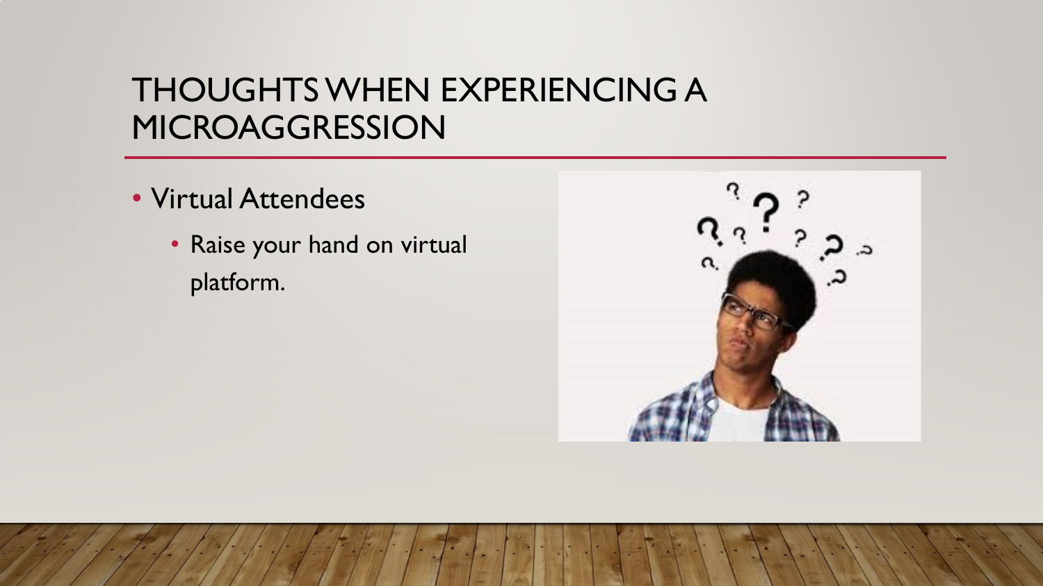# THOUGHTS WHEN EXPERIENCING A MICROAGGRESSION

- Virtual Attendees
  - Raise your hand on virtual platform.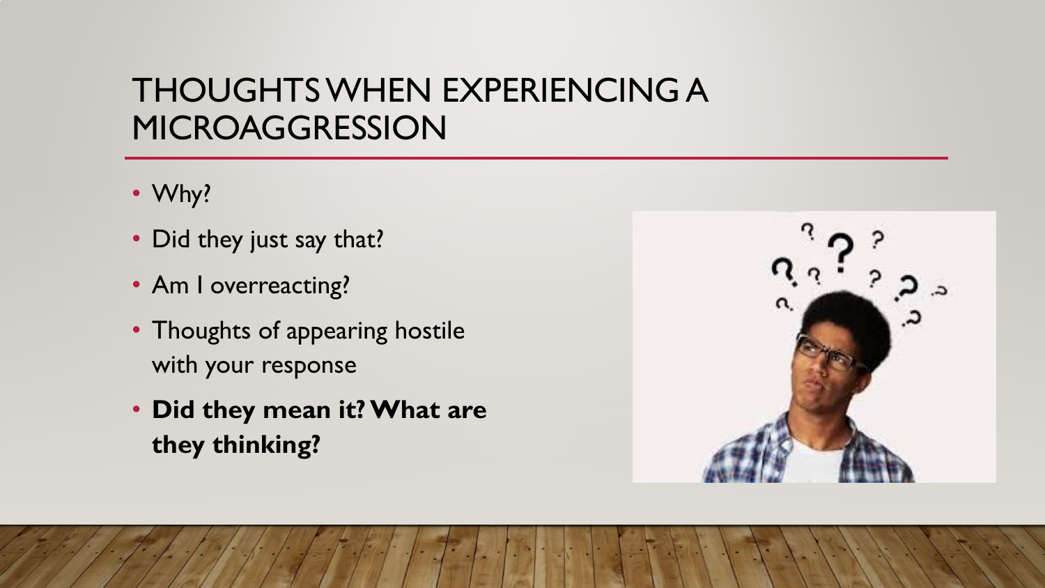# THOUGHTS WHEN EXPERIENCING A MICROAGGRESSION

- Why?
- Did they just say that?
- Am I overreacting?
- Thoughts of appearing hostile with your response
- **Did they mean it? What are they thinking?**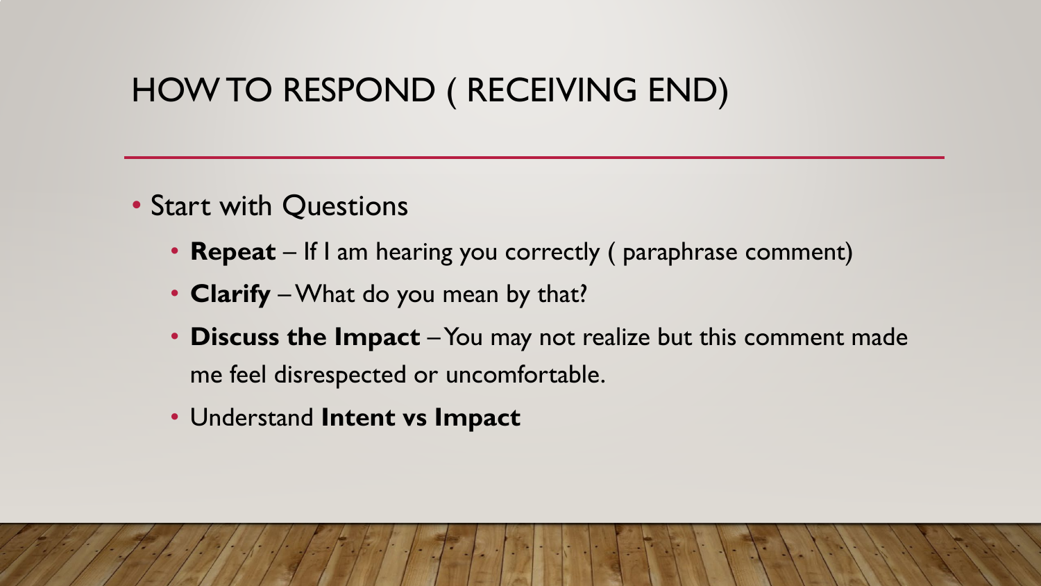# HOW TO RESPOND ( RECEIVING END)

- Start with Questions
  - **Repeat** – If I am hearing you correctly ( paraphrase comment)
  - **Clarify** – What do you mean by that?
  - **Discuss the Impact** – You may not realize but this comment made me feel disrespected or uncomfortable.
  - Understand **Intent vs Impact**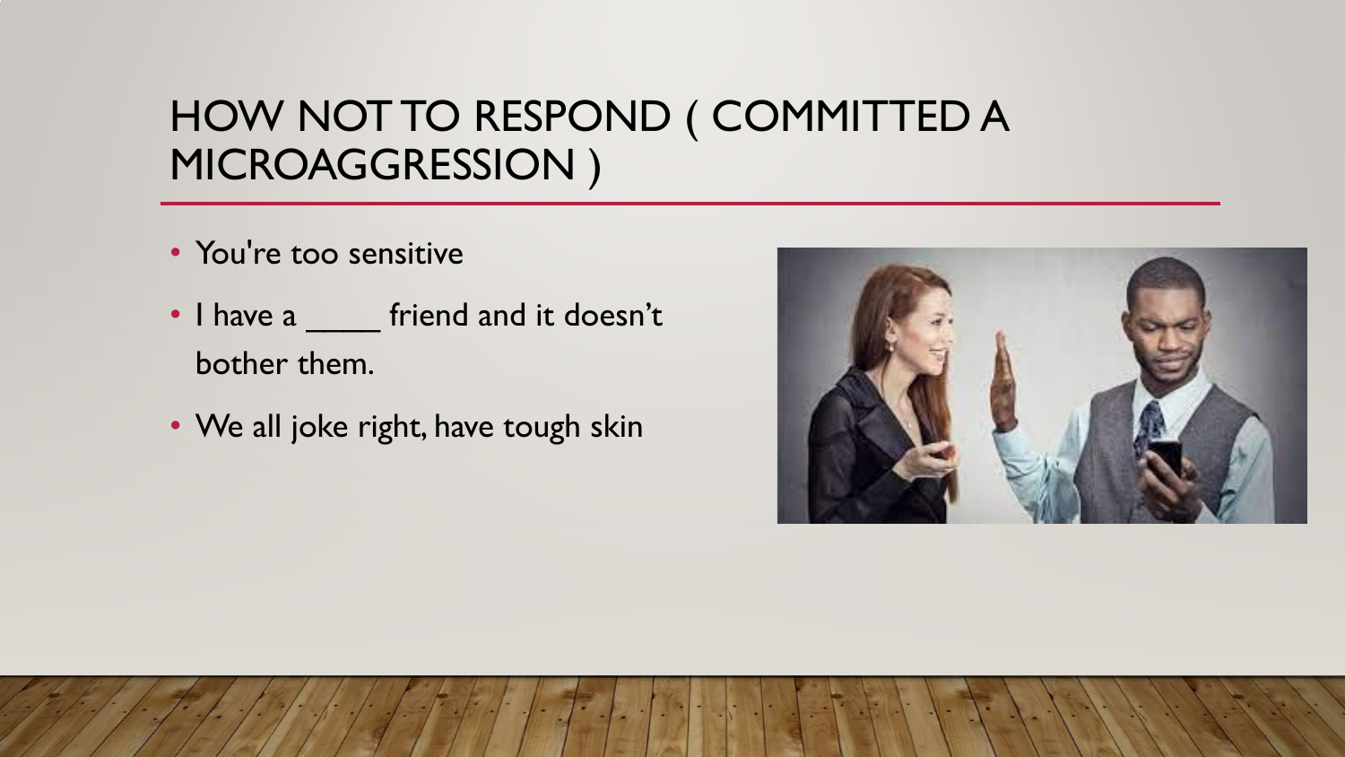# HOW NOT TO RESPOND ( COMMITTED A MICROAGGRESSION )

- You're too sensitive
- I have a ____ friend and it doesn't bother them.
- We all joke right, have tough skin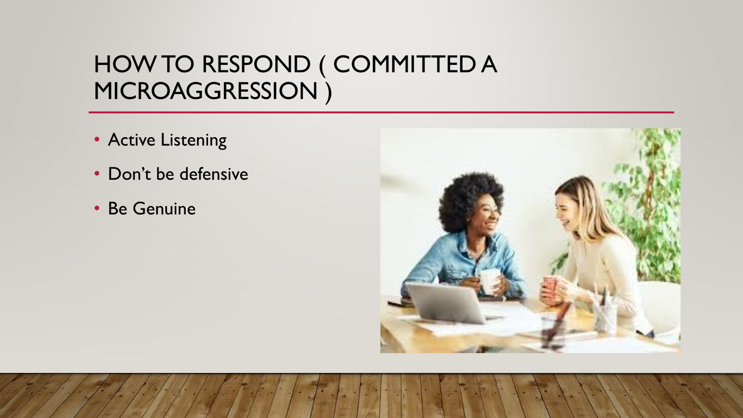# HOW TO RESPOND ( COMMITTED A MICROAGGRESSION )

- Active Listening
- Don't be defensive
- Be Genuine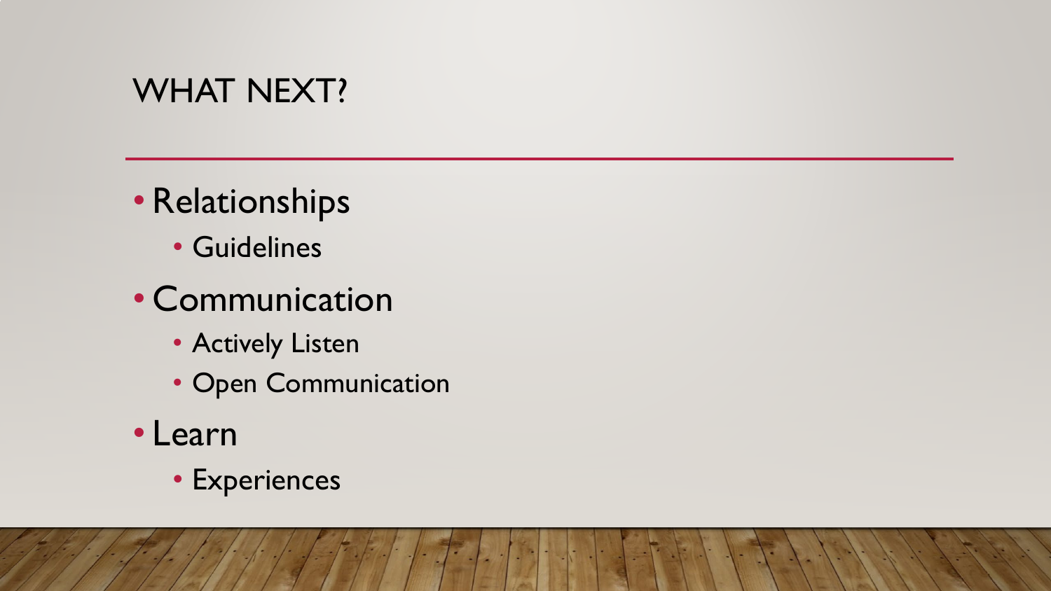# WHAT NEXT?

- Relationships
  - Guidelines
- Communication
  - Actively Listen
  - Open Communication
- Learn
  - Experiences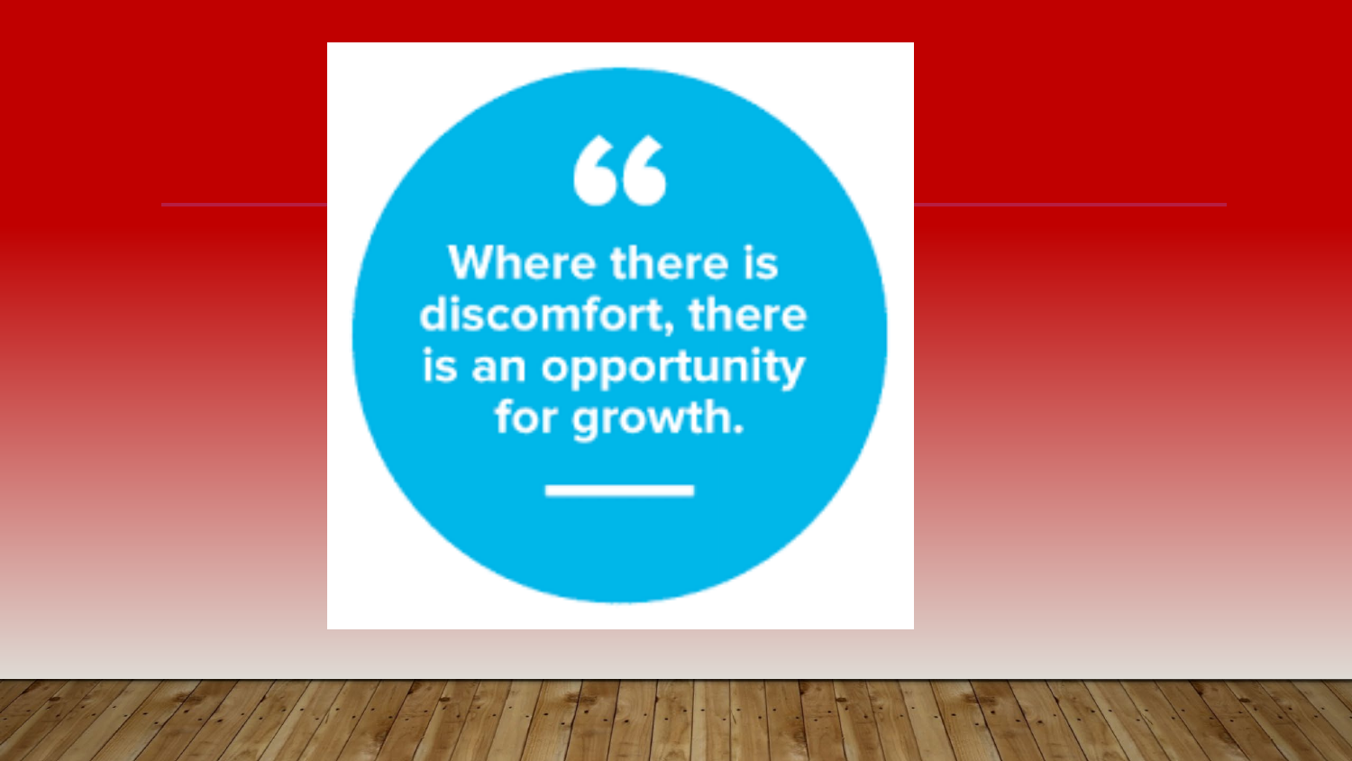Where there is discomfort, there is an opportunity for growth.